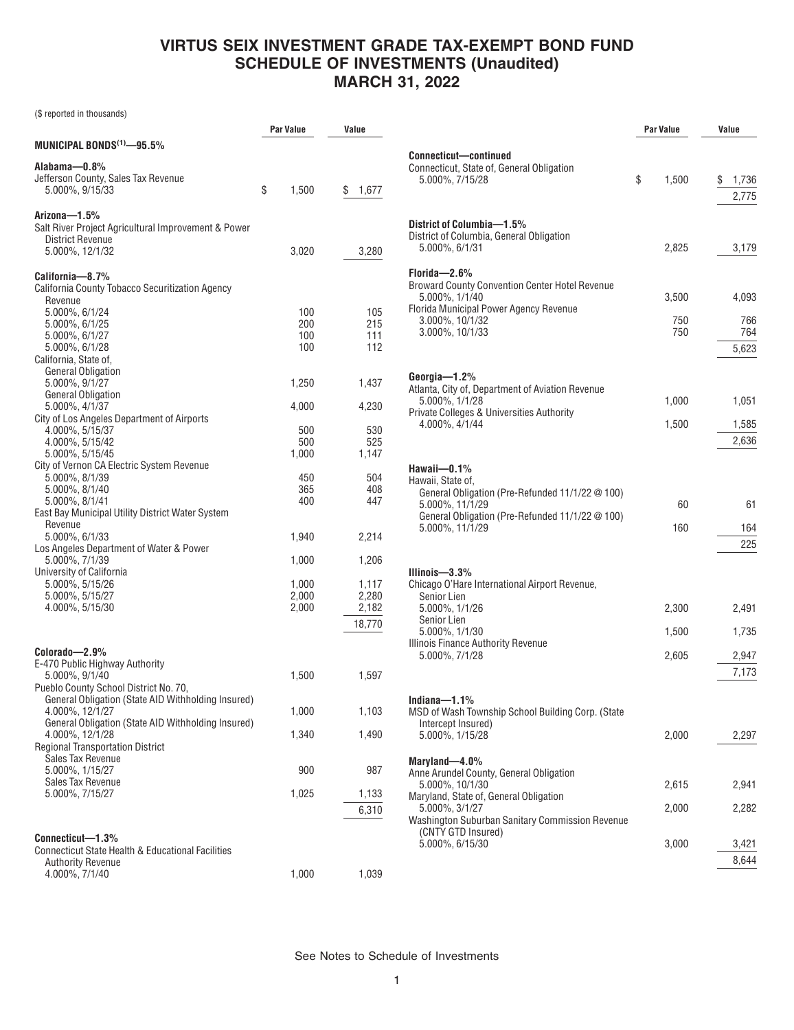# VIRTUS SEIX INVESTMENT GRADE TAX-EXEMPT BOND FUND
## SCHEDULE OF INVESTMENTS (Unaudited)
## MARCH 31, 2022

($ reported in thousands)

| | Par Value | Value |
|---|---|---|
| **MUNICIPAL BONDS[(1)]—95.5%** | | |
| **Alabama—0.8%** | | |
| Jefferson County, Sales Tax Revenue | | |
| 5.000%, 9/15/33 | $ 1,500 | $ 1,677 |
| **Arizona—1.5%** | | |
| Salt River Project Agricultural Improvement & Power District Revenue | | |
| 5.000%, 12/1/32 | 3,020 | 3,280 |
| **California—8.7%** | | |
| California County Tobacco Securitization Agency Revenue | | |
| 5.000%, 6/1/24 | 100 | 105 |
| 5.000%, 6/1/25 | 200 | 215 |
| 5.000%, 6/1/27 | 100 | 111 |
| 5.000%, 6/1/28 | 100 | 112 |
| California, State of, | | |
| General Obligation | | |
| 5.000%, 9/1/27 | 1,250 | 1,437 |
| General Obligation | | |
| 5.000%, 4/1/37 | 4,000 | 4,230 |
| City of Los Angeles Department of Airports | | |
| 4.000%, 5/15/37 | 500 | 530 |
| 4.000%, 5/15/42 | 500 | 525 |
| 5.000%, 5/15/45 | 1,000 | 1,147 |
| City of Vernon CA Electric System Revenue | | |
| 5.000%, 8/1/39 | 450 | 504 |
| 5.000%, 8/1/40 | 365 | 408 |
| 5.000%, 8/1/41 | 400 | 447 |
| East Bay Municipal Utility District Water System Revenue | | |
| 5.000%, 6/1/33 | 1,940 | 2,214 |
| Los Angeles Department of Water & Power | | |
| 5.000%, 7/1/39 | 1,000 | 1,206 |
| University of California | | |
| 5.000%, 5/15/26 | 1,000 | 1,117 |
| 5.000%, 5/15/27 | 2,000 | 2,280 |
| 4.000%, 5/15/30 | 2,000 | 2,182 |
| | | 18,770 |
| **Colorado—2.9%** | | |
| E-470 Public Highway Authority | | |
| 5.000%, 9/1/40 | 1,500 | 1,597 |
| Pueblo County School District No. 70, | | |
| General Obligation (State AID Withholding Insured) | | |
| 4.000%, 12/1/27 | 1,000 | 1,103 |
| General Obligation (State AID Withholding Insured) | | |
| 4.000%, 12/1/28 | 1,340 | 1,490 |
| Regional Transportation District | | |
| Sales Tax Revenue | | |
| 5.000%, 1/15/27 | 900 | 987 |
| Sales Tax Revenue | | |
| 5.000%, 7/15/27 | 1,025 | 1,133 |
| | | 6,310 |
| **Connecticut—1.3%** | | |
| Connecticut State Health & Educational Facilities Authority Revenue | | |
| 4.000%, 7/1/40 | 1,000 | 1,039 |
| **Connecticut—continued** | | |
| Connecticut, State of, General Obligation | | |
| 5.000%, 7/15/28 | $ 1,500 | $ 1,736 |
| | | 2,775 |
| **District of Columbia—1.5%** | | |
| District of Columbia, General Obligation | | |
| 5.000%, 6/1/31 | 2,825 | 3,179 |
| **Florida—2.6%** | | |
| Broward County Convention Center Hotel Revenue | | |
| 5.000%, 1/1/40 | 3,500 | 4,093 |
| Florida Municipal Power Agency Revenue | | |
| 3.000%, 10/1/32 | 750 | 766 |
| 3.000%, 10/1/33 | 750 | 764 |
| | | 5,623 |
| **Georgia—1.2%** | | |
| Atlanta, City of, Department of Aviation Revenue | | |
| 5.000%, 1/1/28 | 1,000 | 1,051 |
| Private Colleges & Universities Authority | | |
| 4.000%, 4/1/44 | 1,500 | 1,585 |
| | | 2,636 |
| **Hawaii—0.1%** | | |
| Hawaii, State of, | | |
| General Obligation (Pre-Refunded 11/1/22 @ 100) | | |
| 5.000%, 11/1/29 | 60 | 61 |
| General Obligation (Pre-Refunded 11/1/22 @ 100) | | |
| 5.000%, 11/1/29 | 160 | 164 |
| | | 225 |
| **Illinois—3.3%** | | |
| Chicago O'Hare International Airport Revenue, | | |
| Senior Lien | | |
| 5.000%, 1/1/26 | 2,300 | 2,491 |
| Senior Lien | | |
| 5.000%, 1/1/30 | 1,500 | 1,735 |
| Illinois Finance Authority Revenue | | |
| 5.000%, 7/1/28 | 2,605 | 2,947 |
| | | 7,173 |
| **Indiana—1.1%** | | |
| MSD of Wash Township School Building Corp. (State Intercept Insured) | | |
| 5.000%, 1/15/28 | 2,000 | 2,297 |
| **Maryland—4.0%** | | |
| Anne Arundel County, General Obligation | | |
| 5.000%, 10/1/30 | 2,615 | 2,941 |
| Maryland, State of, General Obligation | | |
| 5.000%, 3/1/27 | 2,000 | 2,282 |
| Washington Suburban Sanitary Commission Revenue (CNTY GTD Insured) | | |
| 5.000%, 6/15/30 | 3,000 | 3,421 |
| | | 8,644 |

See Notes to Schedule of Investments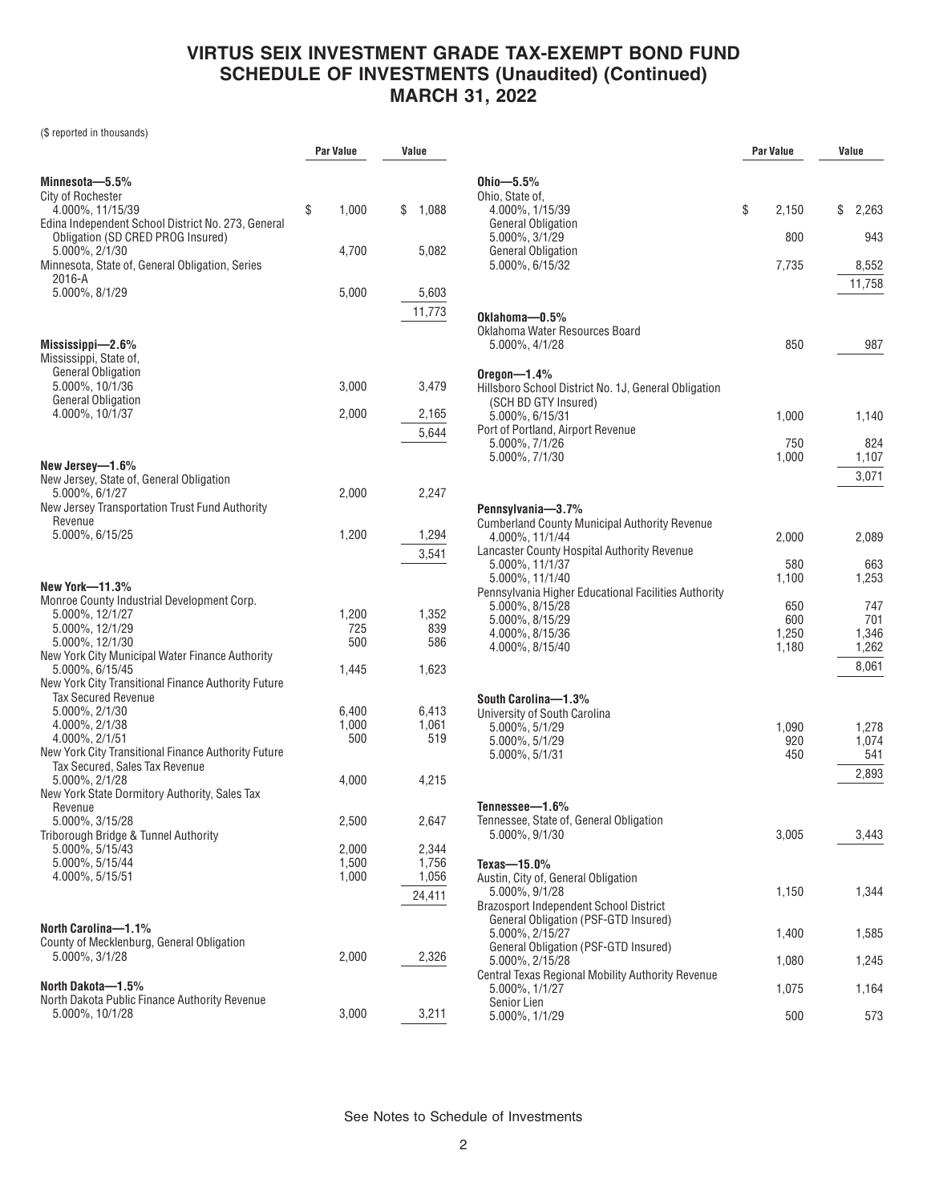# VIRTUS SEIX INVESTMENT GRADE TAX-EXEMPT BOND FUND
## SCHEDULE OF INVESTMENTS (Unaudited) (Continued)
## MARCH 31, 2022

($ reported in thousands)

| | Par Value | Value |
|---|---|---|
| **Minnesota—5.5%** | | |
| City of Rochester | | |
| 4.000%, 11/15/39 | $ 1,000 | $ 1,088 |
| Edina Independent School District No. 273, General Obligation (SD CRED PROG Insured) | | |
| 5.000%, 2/1/30 | 4,700 | 5,082 |
| Minnesota, State of, General Obligation, Series 2016-A | | |
| 5.000%, 8/1/29 | 5,000 | 5,603 |
| | | 11,773 |
| **Mississippi—2.6%** | | |
| Mississippi, State of, | | |
| General Obligation | | |
| 5.000%, 10/1/36 | 3,000 | 3,479 |
| General Obligation | | |
| 4.000%, 10/1/37 | 2,000 | 2,165 |
| | | 5,644 |
| **New Jersey—1.6%** | | |
| New Jersey, State of, General Obligation | | |
| 5.000%, 6/1/27 | 2,000 | 2,247 |
| New Jersey Transportation Trust Fund Authority Revenue | | |
| 5.000%, 6/15/25 | 1,200 | 1,294 |
| | | 3,541 |
| **New York—11.3%** | | |
| Monroe County Industrial Development Corp. | | |
| 5.000%, 12/1/27 | 1,200 | 1,352 |
| 5.000%, 12/1/29 | 725 | 839 |
| 5.000%, 12/1/30 | 500 | 586 |
| New York City Municipal Water Finance Authority | | |
| 5.000%, 6/15/45 | 1,445 | 1,623 |
| New York City Transitional Finance Authority Future Tax Secured Revenue | | |
| 5.000%, 2/1/30 | 6,400 | 6,413 |
| 4.000%, 2/1/38 | 1,000 | 1,061 |
| 4.000%, 2/1/51 | 500 | 519 |
| New York City Transitional Finance Authority Future Tax Secured, Sales Tax Revenue | | |
| 5.000%, 2/1/28 | 4,000 | 4,215 |
| New York State Dormitory Authority, Sales Tax Revenue | | |
| 5.000%, 3/15/28 | 2,500 | 2,647 |
| Triborough Bridge & Tunnel Authority | | |
| 5.000%, 5/15/43 | 2,000 | 2,344 |
| 5.000%, 5/15/44 | 1,500 | 1,756 |
| 4.000%, 5/15/51 | 1,000 | 1,056 |
| | | 24,411 |
| **North Carolina—1.1%** | | |
| County of Mecklenburg, General Obligation | | |
| 5.000%, 3/1/28 | 2,000 | 2,326 |
| **North Dakota—1.5%** | | |
| North Dakota Public Finance Authority Revenue | | |
| 5.000%, 10/1/28 | 3,000 | 3,211 |
| **Ohio—5.5%** | | |
| Ohio, State of, | | |
| 4.000%, 1/15/39 | $ 2,150 | $ 2,263 |
| General Obligation | | |
| 5.000%, 3/1/29 | 800 | 943 |
| General Obligation | | |
| 5.000%, 6/15/32 | 7,735 | 8,552 |
| | | 11,758 |
| **Oklahoma—0.5%** | | |
| Oklahoma Water Resources Board | | |
| 5.000%, 4/1/28 | 850 | 987 |
| **Oregon—1.4%** | | |
| Hillsboro School District No. 1J, General Obligation (SCH BD GTY Insured) | | |
| 5.000%, 6/15/31 | 1,000 | 1,140 |
| Port of Portland, Airport Revenue | | |
| 5.000%, 7/1/26 | 750 | 824 |
| 5.000%, 7/1/30 | 1,000 | 1,107 |
| | | 3,071 |
| **Pennsylvania—3.7%** | | |
| Cumberland County Municipal Authority Revenue | | |
| 4.000%, 11/1/44 | 2,000 | 2,089 |
| Lancaster County Hospital Authority Revenue | | |
| 5.000%, 11/1/37 | 580 | 663 |
| 5.000%, 11/1/40 | 1,100 | 1,253 |
| Pennsylvania Higher Educational Facilities Authority | | |
| 5.000%, 8/15/28 | 650 | 747 |
| 5.000%, 8/15/29 | 600 | 701 |
| 4.000%, 8/15/36 | 1,250 | 1,346 |
| 4.000%, 8/15/40 | 1,180 | 1,262 |
| | | 8,061 |
| **South Carolina—1.3%** | | |
| University of South Carolina | | |
| 5.000%, 5/1/29 | 1,090 | 1,278 |
| 5.000%, 5/1/29 | 920 | 1,074 |
| 5.000%, 5/1/31 | 450 | 541 |
| | | 2,893 |
| **Tennessee—1.6%** | | |
| Tennessee, State of, General Obligation | | |
| 5.000%, 9/1/30 | 3,005 | 3,443 |
| **Texas—15.0%** | | |
| Austin, City of, General Obligation | | |
| 5.000%, 9/1/28 | 1,150 | 1,344 |
| Brazosport Independent School District | | |
| General Obligation (PSF-GTD Insured) | | |
| 5.000%, 2/15/27 | 1,400 | 1,585 |
| General Obligation (PSF-GTD Insured) | | |
| 5.000%, 2/15/28 | 1,080 | 1,245 |
| Central Texas Regional Mobility Authority Revenue | | |
| 5.000%, 1/1/27 | 1,075 | 1,164 |
| Senior Lien | | |
| 5.000%, 1/1/29 | 500 | 573 |

See Notes to Schedule of Investments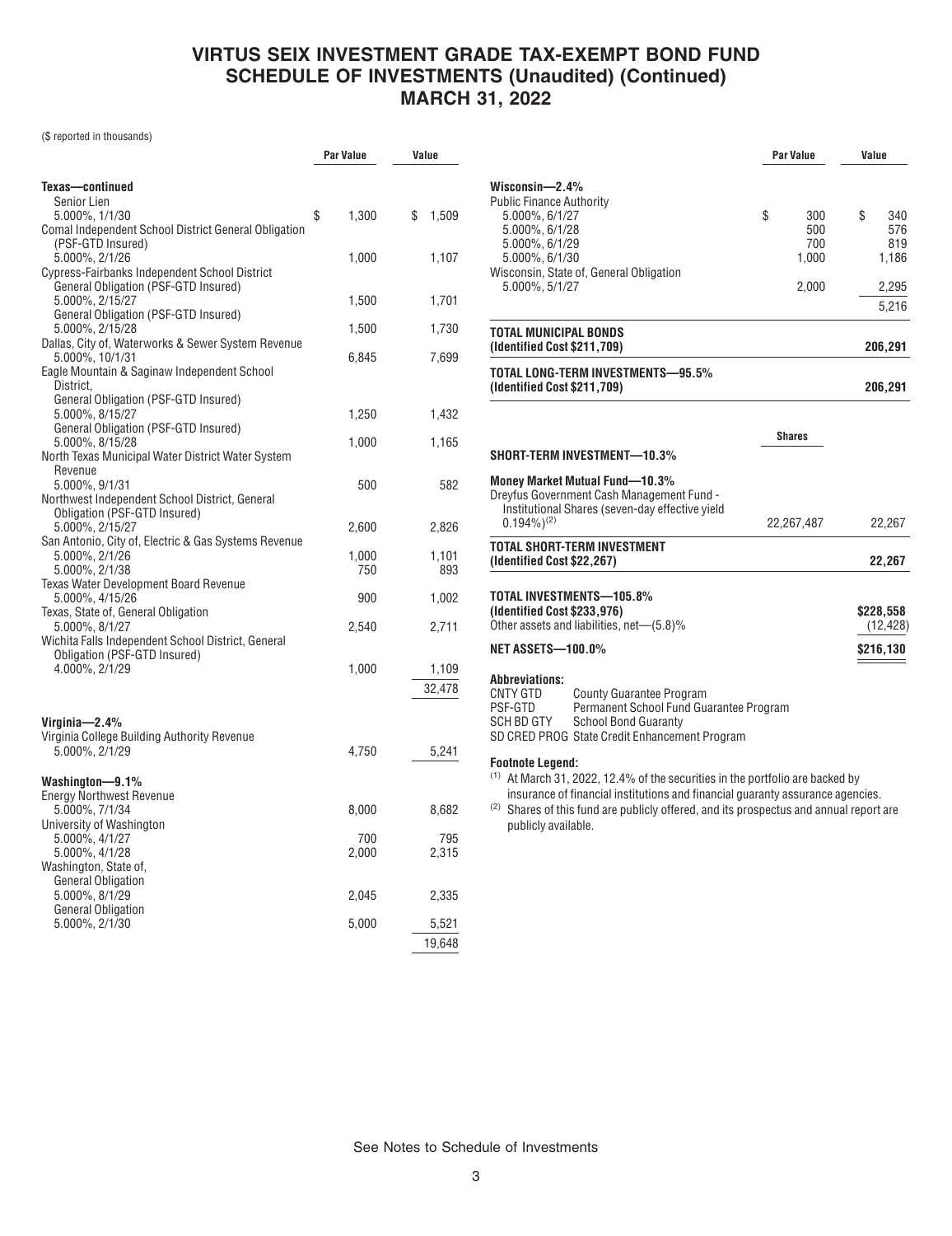# VIRTUS SEIX INVESTMENT GRADE TAX-EXEMPT BOND FUND
## SCHEDULE OF INVESTMENTS (Unaudited) (Continued)
## MARCH 31, 2022

($ reported in thousands)

| | Par Value | Value |
|---|---|---|
| **Texas—continued** | | |
| Senior Lien | | |
| 5.000%, 1/1/30 | $ 1,300 | $ 1,509 |
| Comal Independent School District General Obligation (PSF-GTD Insured) | | |
| 5.000%, 2/1/26 | 1,000 | 1,107 |
| Cypress-Fairbanks Independent School District | | |
| General Obligation (PSF-GTD Insured) | | |
| 5.000%, 2/15/27 | 1,500 | 1,701 |
| General Obligation (PSF-GTD Insured) | | |
| 5.000%, 2/15/28 | 1,500 | 1,730 |
| Dallas, City of, Waterworks & Sewer System Revenue | | |
| 5.000%, 10/1/31 | 6,845 | 7,699 |
| Eagle Mountain & Saginaw Independent School District, | | |
| General Obligation (PSF-GTD Insured) | | |
| 5.000%, 8/15/27 | 1,250 | 1,432 |
| General Obligation (PSF-GTD Insured) | | |
| 5.000%, 8/15/28 | 1,000 | 1,165 |
| North Texas Municipal Water District Water System Revenue | | |
| 5.000%, 9/1/31 | 500 | 582 |
| Northwest Independent School District, General Obligation (PSF-GTD Insured) | | |
| 5.000%, 2/15/27 | 2,600 | 2,826 |
| San Antonio, City of, Electric & Gas Systems Revenue | | |
| 5.000%, 2/1/26 | 1,000 | 1,101 |
| 5.000%, 2/1/38 | 750 | 893 |
| Texas Water Development Board Revenue | | |
| 5.000%, 4/15/26 | 900 | 1,002 |
| Texas, State of, General Obligation | | |
| 5.000%, 8/1/27 | 2,540 | 2,711 |
| Wichita Falls Independent School District, General Obligation (PSF-GTD Insured) | | |
| 4.000%, 2/1/29 | 1,000 | 1,109 |
| | | 32,478 |
| **Virginia—2.4%** | | |
| Virginia College Building Authority Revenue | | |
| 5.000%, 2/1/29 | 4,750 | 5,241 |
| **Washington—9.1%** | | |
| Energy Northwest Revenue | | |
| 5.000%, 7/1/34 | 8,000 | 8,682 |
| University of Washington | | |
| 5.000%, 4/1/27 | 700 | 795 |
| 5.000%, 4/1/28 | 2,000 | 2,315 |
| Washington, State of, | | |
| General Obligation | | |
| 5.000%, 8/1/29 | 2,045 | 2,335 |
| General Obligation | | |
| 5.000%, 2/1/30 | 5,000 | 5,521 |
| | | 19,648 |
| **Wisconsin—2.4%** | | |
| Public Finance Authority | | |
| 5.000%, 6/1/27 | $ 300 | $ 340 |
| 5.000%, 6/1/28 | 500 | 576 |
| 5.000%, 6/1/29 | 700 | 819 |
| 5.000%, 6/1/30 | 1,000 | 1,186 |
| Wisconsin, State of, General Obligation | | |
| 5.000%, 5/1/27 | 2,000 | 2,295 |
| | | 5,216 |
| **TOTAL MUNICIPAL BONDS (Identified Cost $211,709)** | | **206,291** |
| **TOTAL LONG-TERM INVESTMENTS—95.5% (Identified Cost $211,709)** | | **206,291** |

| | Shares | |
|---|---|---|
| **SHORT-TERM INVESTMENT—10.3%** | | |
| **Money Market Mutual Fund—10.3%** | | |
| Dreyfus Government Cash Management Fund - Institutional Shares (seven-day effective yield 0.194%)[(2)] | 22,267,487 | 22,267 |
| **TOTAL SHORT-TERM INVESTMENT (Identified Cost $22,267)** | | **22,267** |
| **TOTAL INVESTMENTS—105.8% (Identified Cost $233,976)** | | **$228,558** |
| Other assets and liabilities, net—(5.8)% | | (12,428) |
| **NET ASSETS—100.0%** | | **$216,130** |

**Abbreviations:**

- CNTY GTD County Guarantee Program
- PSF-GTD Permanent School Fund Guarantee Program
- SCH BD GTY School Bond Guaranty
- SD CRED PROG State Credit Enhancement Program

**Footnote Legend:**

(1) At March 31, 2022, 12.4% of the securities in the portfolio are backed by insurance of financial institutions and financial guaranty assurance agencies.

(2) Shares of this fund are publicly offered, and its prospectus and annual report are publicly available.

See Notes to Schedule of Investments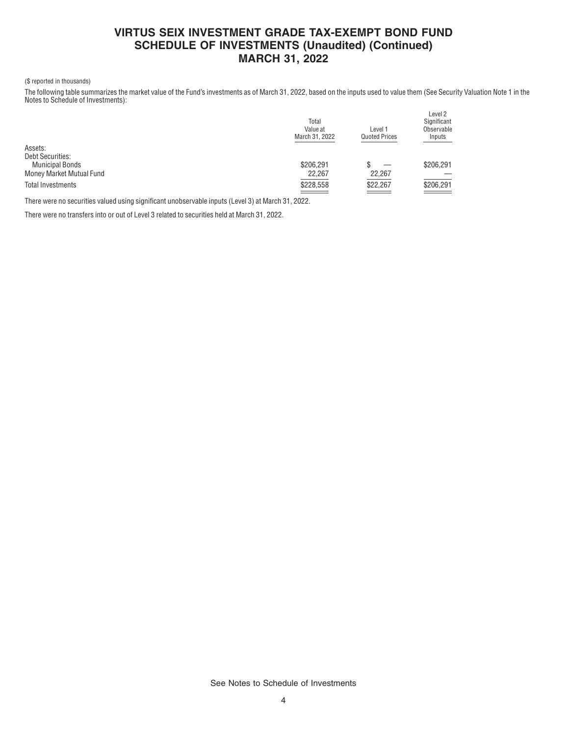# VIRTUS SEIX INVESTMENT GRADE TAX-EXEMPT BOND FUND
## SCHEDULE OF INVESTMENTS (Unaudited) (Continued)
## MARCH 31, 2022

($ reported in thousands)

The following table summarizes the market value of the Fund's investments as of March 31, 2022, based on the inputs used to value them (See Security Valuation Note 1 in the Notes to Schedule of Investments):

| | Total Value at March 31, 2022 | Level 1 Quoted Prices | Level 2 Significant Observable Inputs |
|---|---|---|---|
| Assets: | | | |
| Debt Securities: | | | |
| Municipal Bonds | $206,291 | $ — | $206,291 |
| Money Market Mutual Fund | 22,267 | 22,267 | — |
| Total Investments | $228,558 | $22,267 | $206,291 |

There were no securities valued using significant unobservable inputs (Level 3) at March 31, 2022.

There were no transfers into or out of Level 3 related to securities held at March 31, 2022.

See Notes to Schedule of Investments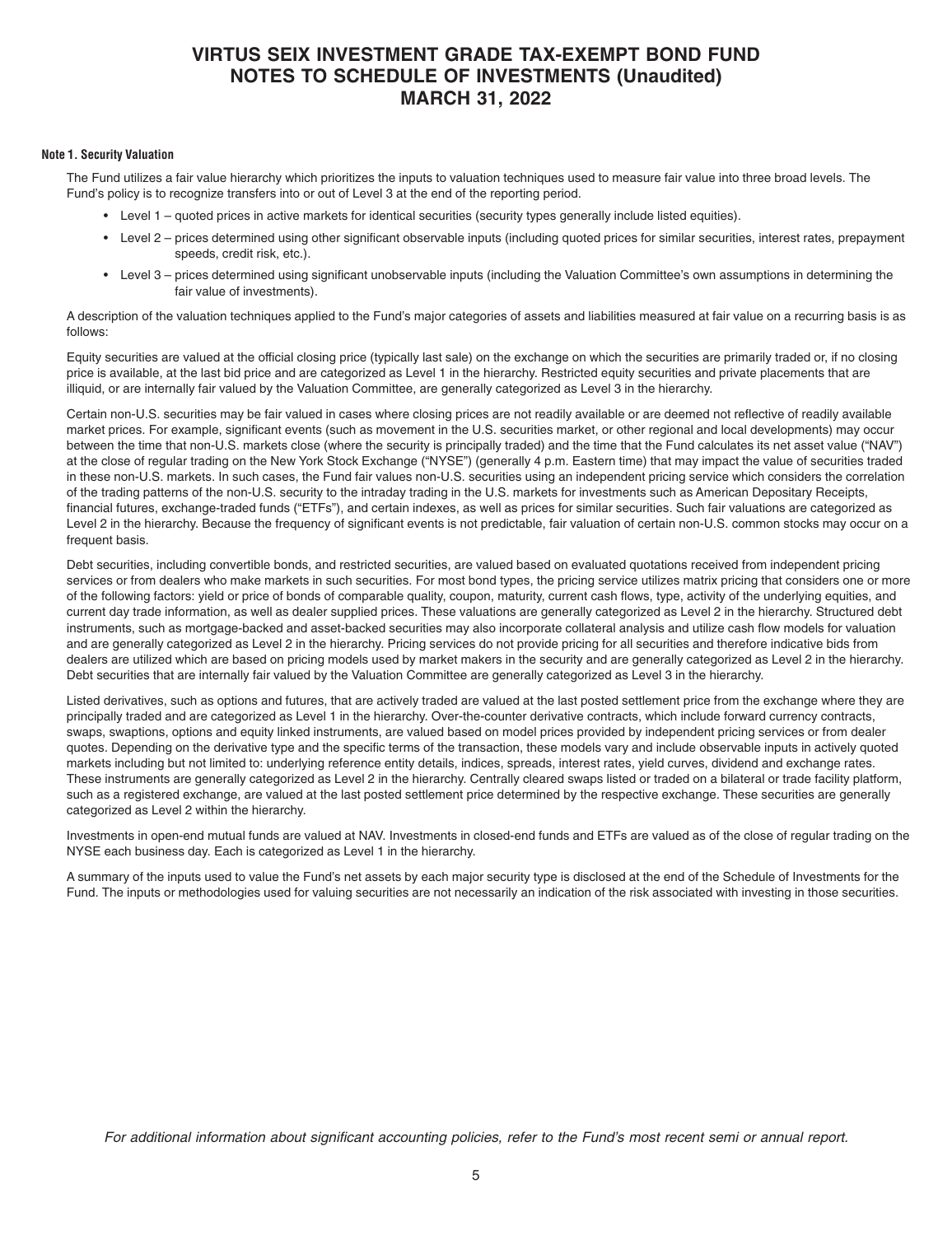# VIRTUS SEIX INVESTMENT GRADE TAX-EXEMPT BOND FUND
# NOTES TO SCHEDULE OF INVESTMENTS (Unaudited)
# MARCH 31, 2022

**Note 1. Security Valuation**

The Fund utilizes a fair value hierarchy which prioritizes the inputs to valuation techniques used to measure fair value into three broad levels. The Fund's policy is to recognize transfers into or out of Level 3 at the end of the reporting period.

- Level 1 – quoted prices in active markets for identical securities (security types generally include listed equities).
- Level 2 – prices determined using other significant observable inputs (including quoted prices for similar securities, interest rates, prepayment speeds, credit risk, etc.).
- Level 3 – prices determined using significant unobservable inputs (including the Valuation Committee's own assumptions in determining the fair value of investments).

A description of the valuation techniques applied to the Fund's major categories of assets and liabilities measured at fair value on a recurring basis is as follows:

Equity securities are valued at the official closing price (typically last sale) on the exchange on which the securities are primarily traded or, if no closing price is available, at the last bid price and are categorized as Level 1 in the hierarchy. Restricted equity securities and private placements that are illiquid, or are internally fair valued by the Valuation Committee, are generally categorized as Level 3 in the hierarchy.

Certain non-U.S. securities may be fair valued in cases where closing prices are not readily available or are deemed not reflective of readily available market prices. For example, significant events (such as movement in the U.S. securities market, or other regional and local developments) may occur between the time that non-U.S. markets close (where the security is principally traded) and the time that the Fund calculates its net asset value ("NAV") at the close of regular trading on the New York Stock Exchange ("NYSE") (generally 4 p.m. Eastern time) that may impact the value of securities traded in these non-U.S. markets. In such cases, the Fund fair values non-U.S. securities using an independent pricing service which considers the correlation of the trading patterns of the non-U.S. security to the intraday trading in the U.S. markets for investments such as American Depositary Receipts, financial futures, exchange-traded funds ("ETFs"), and certain indexes, as well as prices for similar securities. Such fair valuations are categorized as Level 2 in the hierarchy. Because the frequency of significant events is not predictable, fair valuation of certain non-U.S. common stocks may occur on a frequent basis.

Debt securities, including convertible bonds, and restricted securities, are valued based on evaluated quotations received from independent pricing services or from dealers who make markets in such securities. For most bond types, the pricing service utilizes matrix pricing that considers one or more of the following factors: yield or price of bonds of comparable quality, coupon, maturity, current cash flows, type, activity of the underlying equities, and current day trade information, as well as dealer supplied prices. These valuations are generally categorized as Level 2 in the hierarchy. Structured debt instruments, such as mortgage-backed and asset-backed securities may also incorporate collateral analysis and utilize cash flow models for valuation and are generally categorized as Level 2 in the hierarchy. Pricing services do not provide pricing for all securities and therefore indicative bids from dealers are utilized which are based on pricing models used by market makers in the security and are generally categorized as Level 2 in the hierarchy. Debt securities that are internally fair valued by the Valuation Committee are generally categorized as Level 3 in the hierarchy.

Listed derivatives, such as options and futures, that are actively traded are valued at the last posted settlement price from the exchange where they are principally traded and are categorized as Level 1 in the hierarchy. Over-the-counter derivative contracts, which include forward currency contracts, swaps, swaptions, options and equity linked instruments, are valued based on model prices provided by independent pricing services or from dealer quotes. Depending on the derivative type and the specific terms of the transaction, these models vary and include observable inputs in actively quoted markets including but not limited to: underlying reference entity details, indices, spreads, interest rates, yield curves, dividend and exchange rates. These instruments are generally categorized as Level 2 in the hierarchy. Centrally cleared swaps listed or traded on a bilateral or trade facility platform, such as a registered exchange, are valued at the last posted settlement price determined by the respective exchange. These securities are generally categorized as Level 2 within the hierarchy.

Investments in open-end mutual funds are valued at NAV. Investments in closed-end funds and ETFs are valued as of the close of regular trading on the NYSE each business day. Each is categorized as Level 1 in the hierarchy.

A summary of the inputs used to value the Fund's net assets by each major security type is disclosed at the end of the Schedule of Investments for the Fund. The inputs or methodologies used for valuing securities are not necessarily an indication of the risk associated with investing in those securities.

*For additional information about significant accounting policies, refer to the Fund's most recent semi or annual report.*